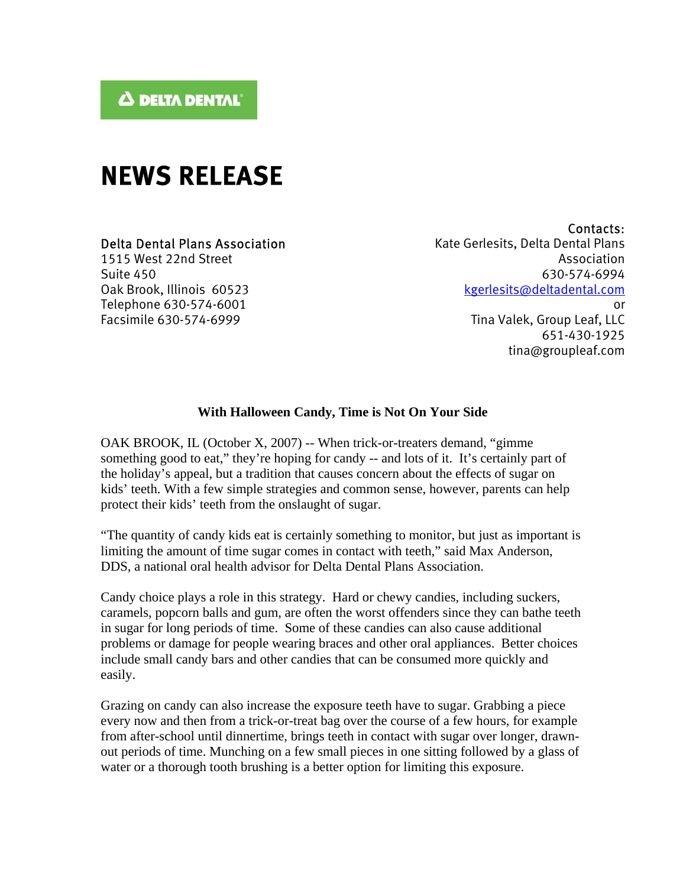DELTA DENTAL

# NEWS RELEASE

**Delta Dental Plans Association**
1515 West 22nd Street
Suite 450
Oak Brook, Illinois 60523
Telephone 630-574-6001
Facsimile 630-574-6999

**Contacts:**
Kate Gerlesits, Delta Dental Plans Association
630-574-6994
kgerlesits@deltadental.com
or
Tina Valek, Group Leaf, LLC
651-430-1925
tina@groupleaf.com

## With Halloween Candy, Time is Not On Your Side

OAK BROOK, IL (October X, 2007) -- When trick-or-treaters demand, "gimme something good to eat," they're hoping for candy -- and lots of it. It's certainly part of the holiday's appeal, but a tradition that causes concern about the effects of sugar on kids' teeth. With a few simple strategies and common sense, however, parents can help protect their kids' teeth from the onslaught of sugar.

"The quantity of candy kids eat is certainly something to monitor, but just as important is limiting the amount of time sugar comes in contact with teeth," said Max Anderson, DDS, a national oral health advisor for Delta Dental Plans Association.

Candy choice plays a role in this strategy. Hard or chewy candies, including suckers, caramels, popcorn balls and gum, are often the worst offenders since they can bathe teeth in sugar for long periods of time. Some of these candies can also cause additional problems or damage for people wearing braces and other oral appliances. Better choices include small candy bars and other candies that can be consumed more quickly and easily.

Grazing on candy can also increase the exposure teeth have to sugar. Grabbing a piece every now and then from a trick-or-treat bag over the course of a few hours, for example from after-school until dinnertime, brings teeth in contact with sugar over longer, drawn-out periods of time. Munching on a few small pieces in one sitting followed by a glass of water or a thorough tooth brushing is a better option for limiting this exposure.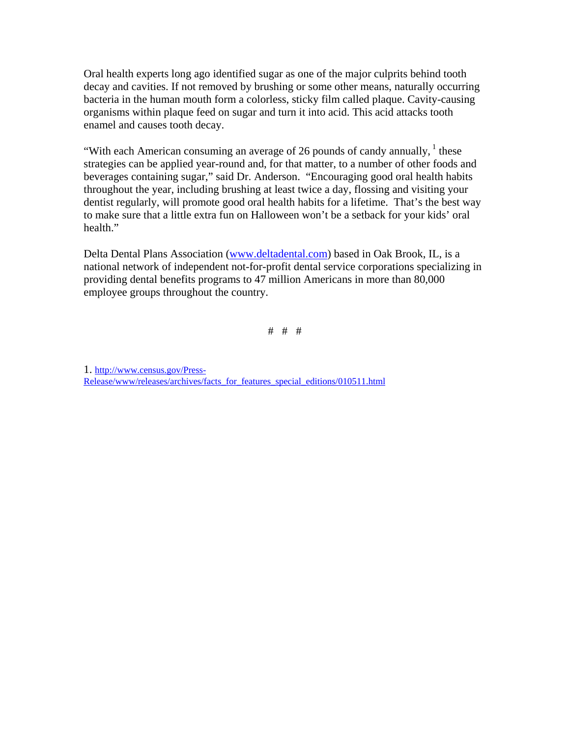Oral health experts long ago identified sugar as one of the major culprits behind tooth decay and cavities. If not removed by brushing or some other means, naturally occurring bacteria in the human mouth form a colorless, sticky film called plaque. Cavity-causing organisms within plaque feed on sugar and turn it into acid. This acid attacks tooth enamel and causes tooth decay.

"With each American consuming an average of 26 pounds of candy annually, [1] these strategies can be applied year-round and, for that matter, to a number of other foods and beverages containing sugar," said Dr. Anderson. "Encouraging good oral health habits throughout the year, including brushing at least twice a day, flossing and visiting your dentist regularly, will promote good oral health habits for a lifetime. That's the best way to make sure that a little extra fun on Halloween won't be a setback for your kids' oral health."

Delta Dental Plans Association (www.deltadental.com) based in Oak Brook, IL, is a national network of independent not-for-profit dental service corporations specializing in providing dental benefits programs to 47 million Americans in more than 80,000 employee groups throughout the country.

# # #

1. http://www.census.gov/Press-Release/www/releases/archives/facts_for_features_special_editions/010511.html